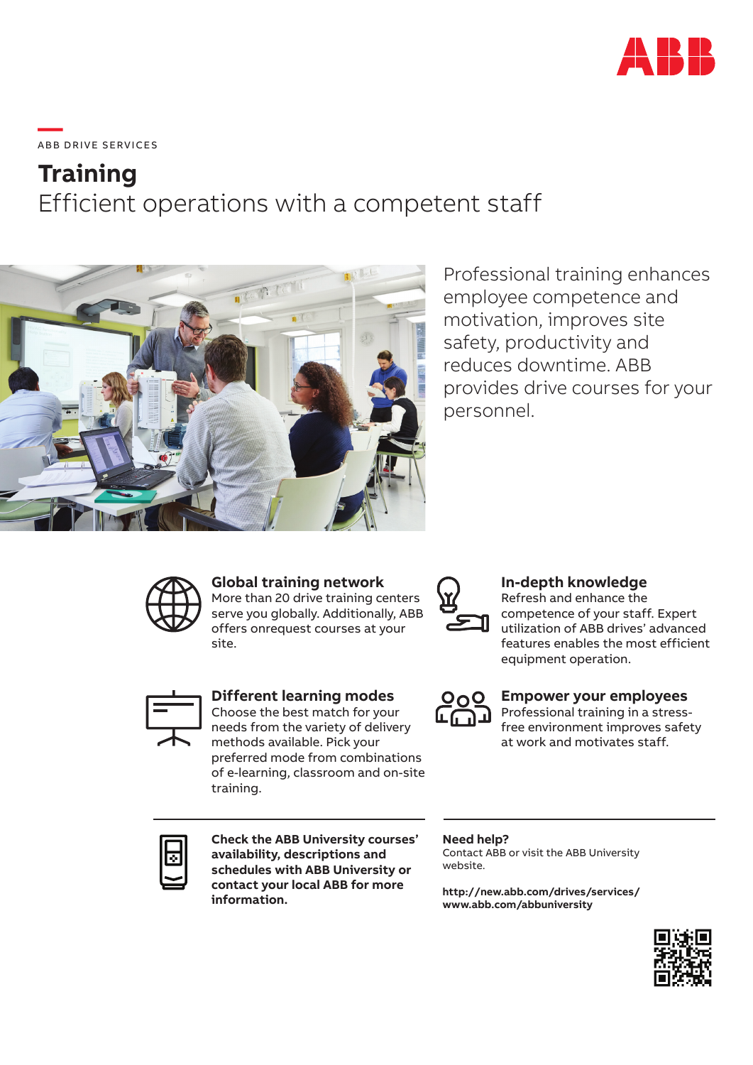ABB DRIVE SERVICES

# Training

## Efficient operations with a competent staff

Professional training enhances employee competence and motivation, improves site safety, productivity and reduces downtime. ABB provides drive courses for your personnel.

### Global training network

More than 20 drive training centers serve you globally. Additionally, ABB offers onrequest courses at your site.

### In-depth knowledge

Refresh and enhance the competence of your staff. Expert utilization of ABB drives' advanced features enables the most efficient equipment operation.

### Different learning modes

Choose the best match for your needs from the variety of delivery methods available. Pick your preferred mode from combinations of e-learning, classroom and on-site training.

### Empower your employees

Professional training in a stress-free environment improves safety at work and motivates staff.

**Check the ABB University courses' availability, descriptions and schedules with ABB University or contact your local ABB for more information.**

**Need help?**
Contact ABB or visit the ABB University website.

**http://new.abb.com/drives/services/**
**www.abb.com/abbuniversity**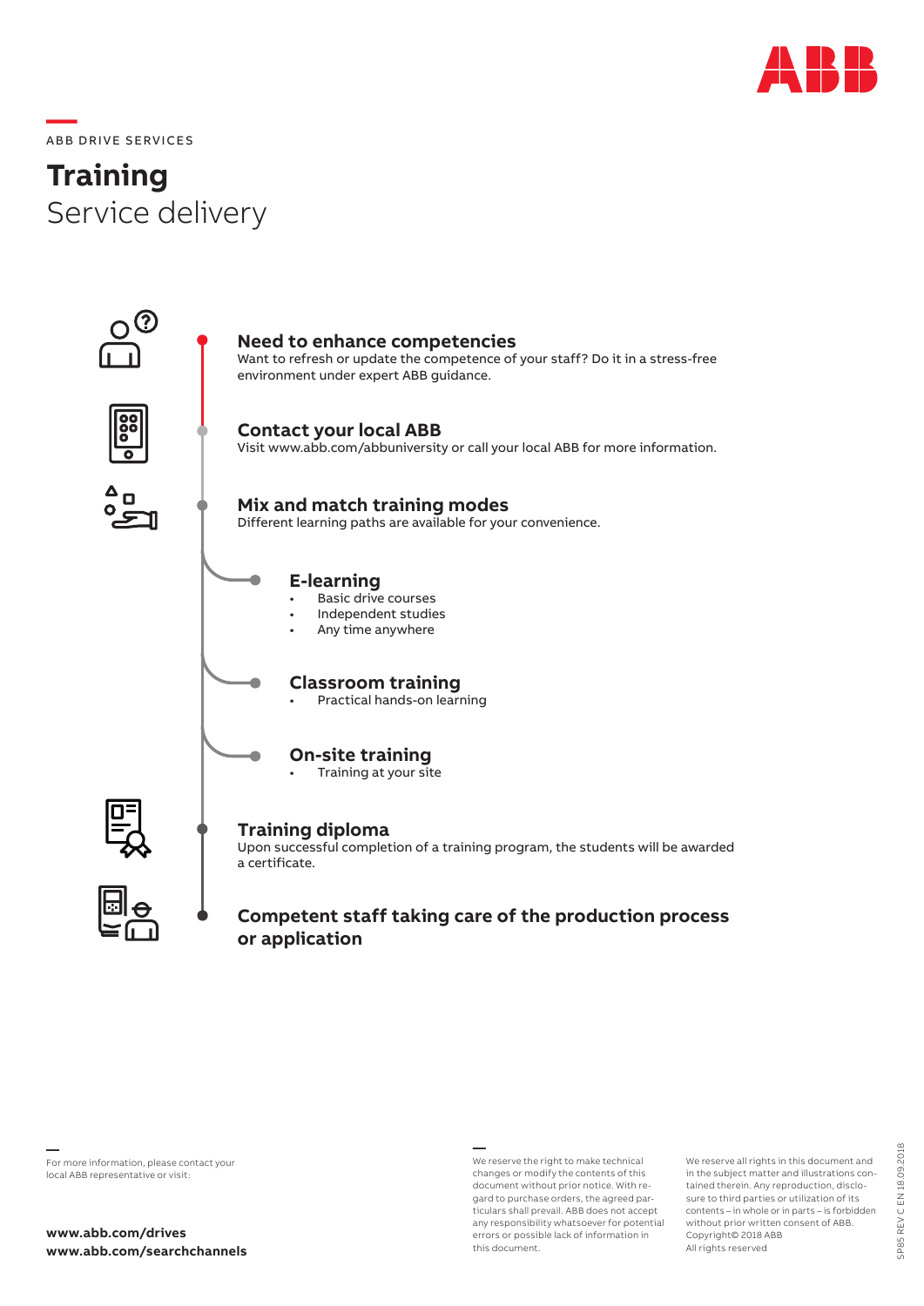ABB DRIVE SERVICES

# Training
## Service delivery

### Need to enhance competencies
Want to refresh or update the competence of your staff? Do it in a stress-free environment under expert ABB guidance.

### Contact your local ABB
Visit www.abb.com/abbuniversity or call your local ABB for more information.

### Mix and match training modes
Different learning paths are available for your convenience.

#### E-learning
- Basic drive courses
- Independent studies
- Any time anywhere

#### Classroom training
- Practical hands-on learning

#### On-site training
- Training at your site

### Training diploma
Upon successful completion of a training program, the students will be awarded a certificate.

### Competent staff taking care of the production process or application

---

For more information, please contact your local ABB representative or visit:

**www.abb.com/drives**
**www.abb.com/searchchannels**

We reserve the right to make technical changes or modify the contents of this document without prior notice. With regard to purchase orders, the agreed particulars shall prevail. ABB does not accept any responsibility whatsoever for potential errors or possible lack of information in this document.

We reserve all rights in this document and in the subject matter and illustrations contained therein. Any reproduction, disclosure to third parties or utilization of its contents – in whole or in parts – is forbidden without prior written consent of ABB.
Copyright© 2018 ABB
All rights reserved

SP85 REV C EN 18.09.2018